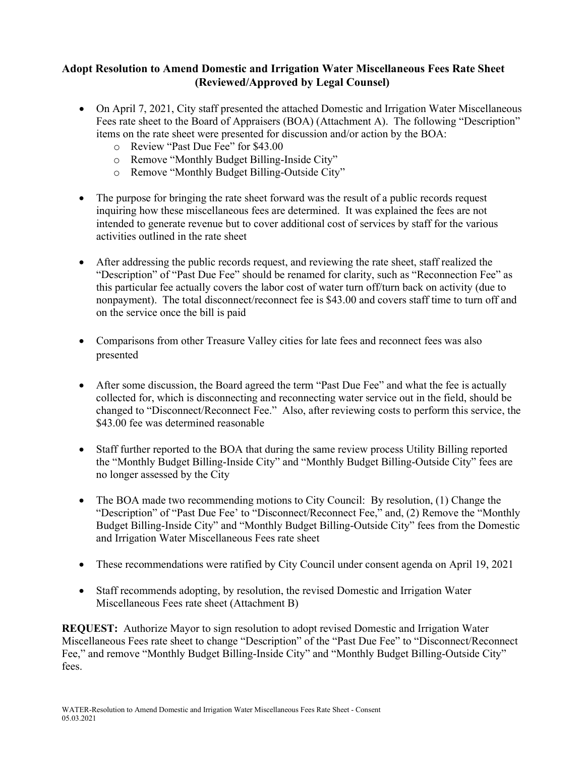**Adopt Resolution to Amend Domestic and Irrigation Water Miscellaneous Fees Rate Sheet (Reviewed/Approved by Legal Counsel)**

- On April 7, 2021, City staff presented the attached Domestic and Irrigation Water Miscellaneous Fees rate sheet to the Board of Appraisers (BOA) (Attachment A). The following "Description" items on the rate sheet were presented for discussion and/or action by the BOA:
  - Review "Past Due Fee" for $43.00
  - Remove "Monthly Budget Billing-Inside City"
  - Remove "Monthly Budget Billing-Outside City"

- The purpose for bringing the rate sheet forward was the result of a public records request inquiring how these miscellaneous fees are determined. It was explained the fees are not intended to generate revenue but to cover additional cost of services by staff for the various activities outlined in the rate sheet

- After addressing the public records request, and reviewing the rate sheet, staff realized the "Description" of "Past Due Fee" should be renamed for clarity, such as "Reconnection Fee" as this particular fee actually covers the labor cost of water turn off/turn back on activity (due to nonpayment). The total disconnect/reconnect fee is $43.00 and covers staff time to turn off and on the service once the bill is paid

- Comparisons from other Treasure Valley cities for late fees and reconnect fees was also presented

- After some discussion, the Board agreed the term "Past Due Fee" and what the fee is actually collected for, which is disconnecting and reconnecting water service out in the field, should be changed to "Disconnect/Reconnect Fee." Also, after reviewing costs to perform this service, the $43.00 fee was determined reasonable

- Staff further reported to the BOA that during the same review process Utility Billing reported the "Monthly Budget Billing-Inside City" and "Monthly Budget Billing-Outside City" fees are no longer assessed by the City

- The BOA made two recommending motions to City Council: By resolution, (1) Change the "Description" of "Past Due Fee' to "Disconnect/Reconnect Fee," and, (2) Remove the "Monthly Budget Billing-Inside City" and "Monthly Budget Billing-Outside City" fees from the Domestic and Irrigation Water Miscellaneous Fees rate sheet

- These recommendations were ratified by City Council under consent agenda on April 19, 2021

- Staff recommends adopting, by resolution, the revised Domestic and Irrigation Water Miscellaneous Fees rate sheet (Attachment B)

**REQUEST:** Authorize Mayor to sign resolution to adopt revised Domestic and Irrigation Water Miscellaneous Fees rate sheet to change "Description" of the "Past Due Fee" to "Disconnect/Reconnect Fee," and remove "Monthly Budget Billing-Inside City" and "Monthly Budget Billing-Outside City" fees.

WATER-Resolution to Amend Domestic and Irrigation Water Miscellaneous Fees Rate Sheet - Consent
05.03.2021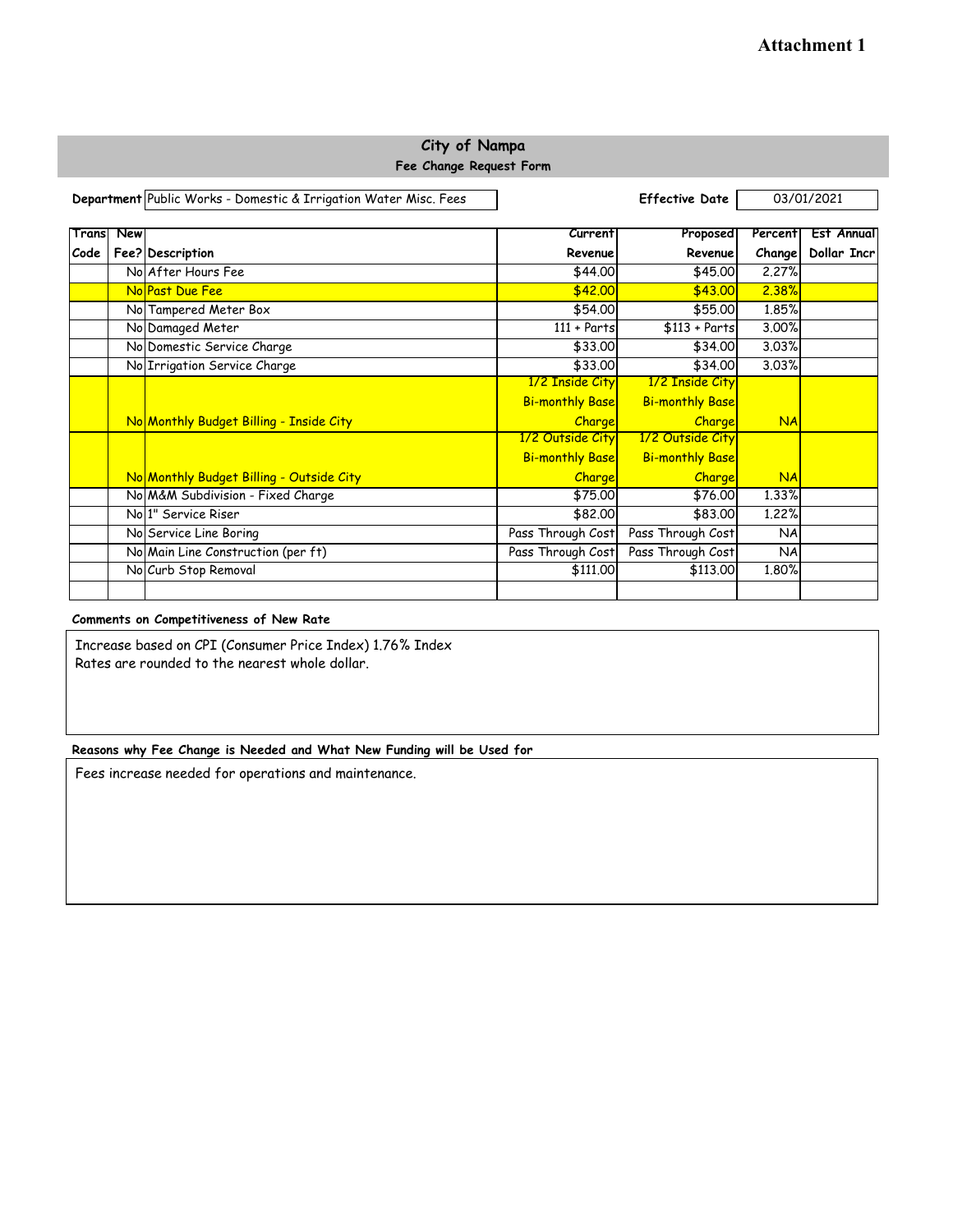**Attachment 1**

# City of Nampa

## Fee Change Request Form

**Department** Public Works - Domestic & Irrigation Water Misc. Fees **Effective Date** 03/01/2021

| Trans Code | New Fee? | Description | Current Revenue | Proposed Revenue | Percent Change | Est Annual Dollar Incr |
|---|---|---|---|---|---|---|
| | No | After Hours Fee | $44.00 | $45.00 | 2.27% | |
| | No | Past Due Fee | $42.00 | $43.00 | 2.38% | |
| | No | Tampered Meter Box | $54.00 | $55.00 | 1.85% | |
| | No | Damaged Meter | 111 + Parts | $113 + Parts | 3.00% | |
| | No | Domestic Service Charge | $33.00 | $34.00 | 3.03% | |
| | No | Irrigation Service Charge | $33.00 | $34.00 | 3.03% | |
| | No | Monthly Budget Billing - Inside City | 1/2 Inside City Bi-monthly Base Charge | 1/2 Inside City Bi-monthly Base Charge | NA | |
| | No | Monthly Budget Billing - Outside City | 1/2 Outside City Bi-monthly Base Charge | 1/2 Outside City Bi-monthly Base Charge | NA | |
| | No | M&M Subdivision - Fixed Charge | $75.00 | $76.00 | 1.33% | |
| | No | 1" Service Riser | $82.00 | $83.00 | 1.22% | |
| | No | Service Line Boring | Pass Through Cost | Pass Through Cost | NA | |
| | No | Main Line Construction (per ft) | Pass Through Cost | Pass Through Cost | NA | |
| | No | Curb Stop Removal | $111.00 | $113.00 | 1.80% | |
| | | | | | | |

**Comments on Competitiveness of New Rate**

Increase based on CPI (Consumer Price Index) 1.76% Index
Rates are rounded to the nearest whole dollar.

**Reasons why Fee Change is Needed and What New Funding will be Used for**

Fees increase needed for operations and maintenance.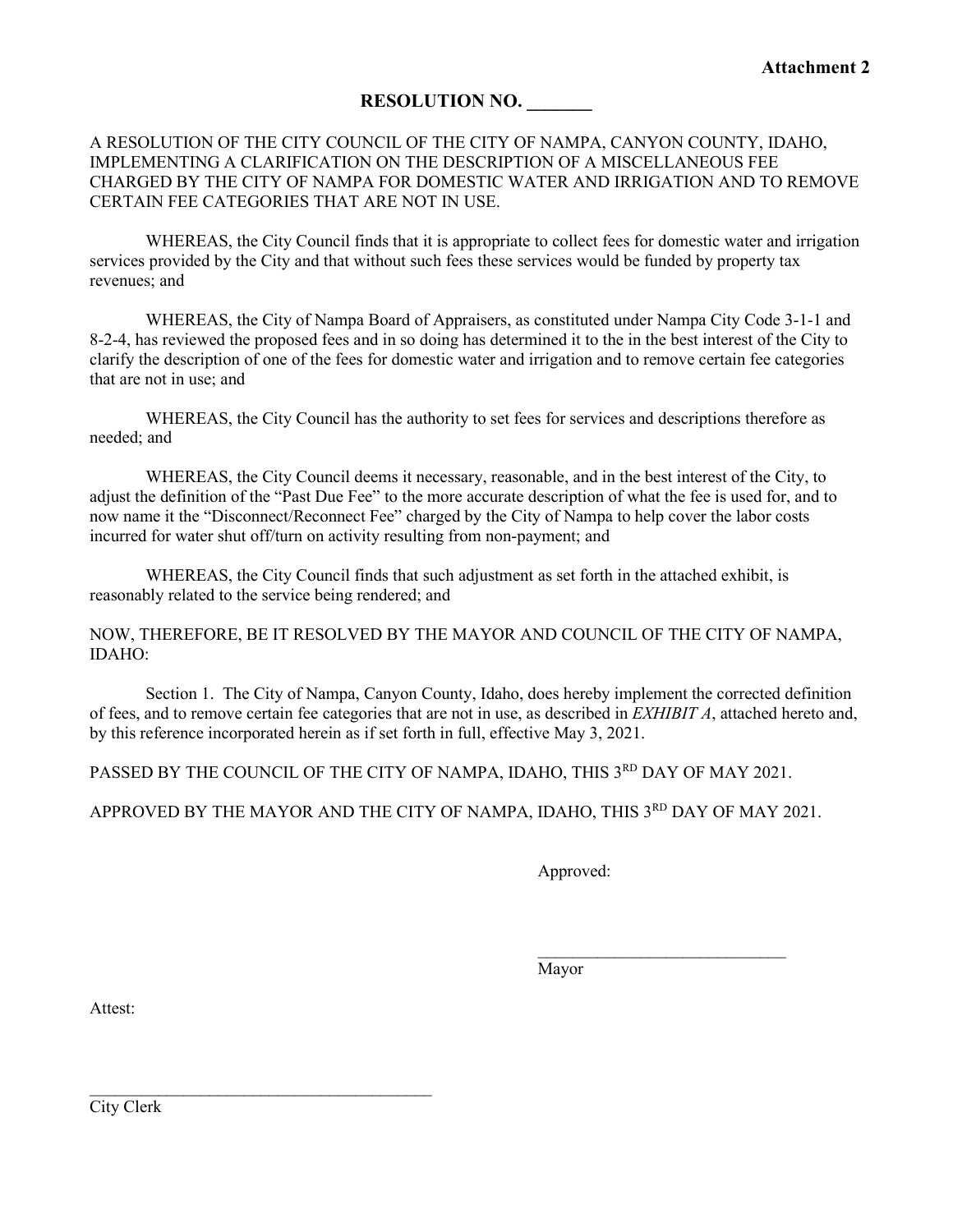**Attachment 2**

# RESOLUTION NO. _______

A RESOLUTION OF THE CITY COUNCIL OF THE CITY OF NAMPA, CANYON COUNTY, IDAHO, IMPLEMENTING A CLARIFICATION ON THE DESCRIPTION OF A MISCELLANEOUS FEE CHARGED BY THE CITY OF NAMPA FOR DOMESTIC WATER AND IRRIGATION AND TO REMOVE CERTAIN FEE CATEGORIES THAT ARE NOT IN USE.

WHEREAS, the City Council finds that it is appropriate to collect fees for domestic water and irrigation services provided by the City and that without such fees these services would be funded by property tax revenues; and

WHEREAS, the City of Nampa Board of Appraisers, as constituted under Nampa City Code 3-1-1 and 8-2-4, has reviewed the proposed fees and in so doing has determined it to the in the best interest of the City to clarify the description of one of the fees for domestic water and irrigation and to remove certain fee categories that are not in use; and

WHEREAS, the City Council has the authority to set fees for services and descriptions therefore as needed; and

WHEREAS, the City Council deems it necessary, reasonable, and in the best interest of the City, to adjust the definition of the "Past Due Fee" to the more accurate description of what the fee is used for, and to now name it the "Disconnect/Reconnect Fee" charged by the City of Nampa to help cover the labor costs incurred for water shut off/turn on activity resulting from non-payment; and

WHEREAS, the City Council finds that such adjustment as set forth in the attached exhibit, is reasonably related to the service being rendered; and

NOW, THEREFORE, BE IT RESOLVED BY THE MAYOR AND COUNCIL OF THE CITY OF NAMPA, IDAHO:

Section 1. The City of Nampa, Canyon County, Idaho, does hereby implement the corrected definition of fees, and to remove certain fee categories that are not in use, as described in *EXHIBIT A*, attached hereto and, by this reference incorporated herein as if set forth in full, effective May 3, 2021.

PASSED BY THE COUNCIL OF THE CITY OF NAMPA, IDAHO, THIS 3RD DAY OF MAY 2021.

APPROVED BY THE MAYOR AND THE CITY OF NAMPA, IDAHO, THIS 3RD DAY OF MAY 2021.

Approved:

______________________________
Mayor

Attest:

__________________________________________
City Clerk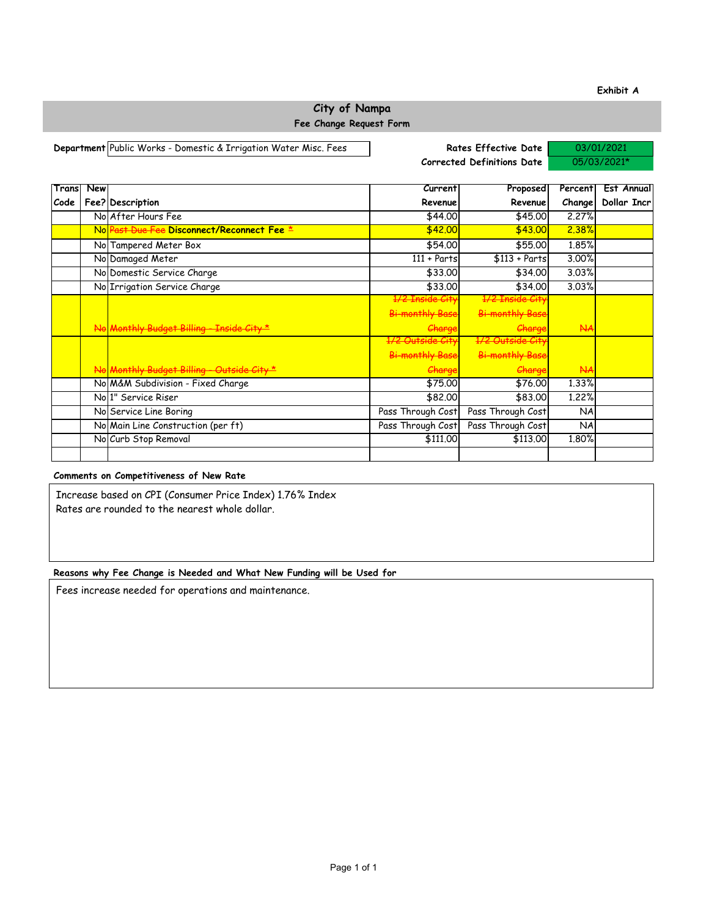**Exhibit A**

# City of Nampa

## Fee Change Request Form

**Department** Public Works - Domestic & Irrigation Water Misc. Fees

**Rates Effective Date** 03/01/2021
**Corrected Definitions Date** 05/03/2021*

| Trans Code | New Fee? | Description | Current Revenue | Proposed Revenue | Percent Change | Est Annual Dollar Incr |
|---|---|---|---|---|---|---|
| | No | After Hours Fee | $44.00 | $45.00 | 2.27% | |
| | No | ~~Past Due Fee~~ **Disconnect/Reconnect Fee** * | $42.00 | $43.00 | 2.38% | |
| | No | Tampered Meter Box | $54.00 | $55.00 | 1.85% | |
| | No | Damaged Meter | 111 + Parts | $113 + Parts | 3.00% | |
| | No | Domestic Service Charge | $33.00 | $34.00 | 3.03% | |
| | No | Irrigation Service Charge | $33.00 | $34.00 | 3.03% | |
| | ~~No~~ | ~~Monthly Budget Billing - Inside City *~~ | ~~1/2 Inside City Bi-monthly Base Charge~~ | ~~1/2 Inside City Bi-monthly Base Charge~~ | ~~NA~~ | |
| | ~~No~~ | ~~Monthly Budget Billing - Outside City *~~ | ~~1/2 Outside City Bi-monthly Base Charge~~ | ~~1/2 Outside City Bi-monthly Base Charge~~ | ~~NA~~ | |
| | No | M&M Subdivision - Fixed Charge | $75.00 | $76.00 | 1.33% | |
| | No | 1" Service Riser | $82.00 | $83.00 | 1.22% | |
| | No | Service Line Boring | Pass Through Cost | Pass Through Cost | NA | |
| | No | Main Line Construction (per ft) | Pass Through Cost | Pass Through Cost | NA | |
| | No | Curb Stop Removal | $111.00 | $113.00 | 1.80% | |
| | | | | | | |

**Comments on Competitiveness of New Rate**

Increase based on CPI (Consumer Price Index) 1.76% Index
Rates are rounded to the nearest whole dollar.

**Reasons why Fee Change is Needed and What New Funding will be Used for**

Fees increase needed for operations and maintenance.